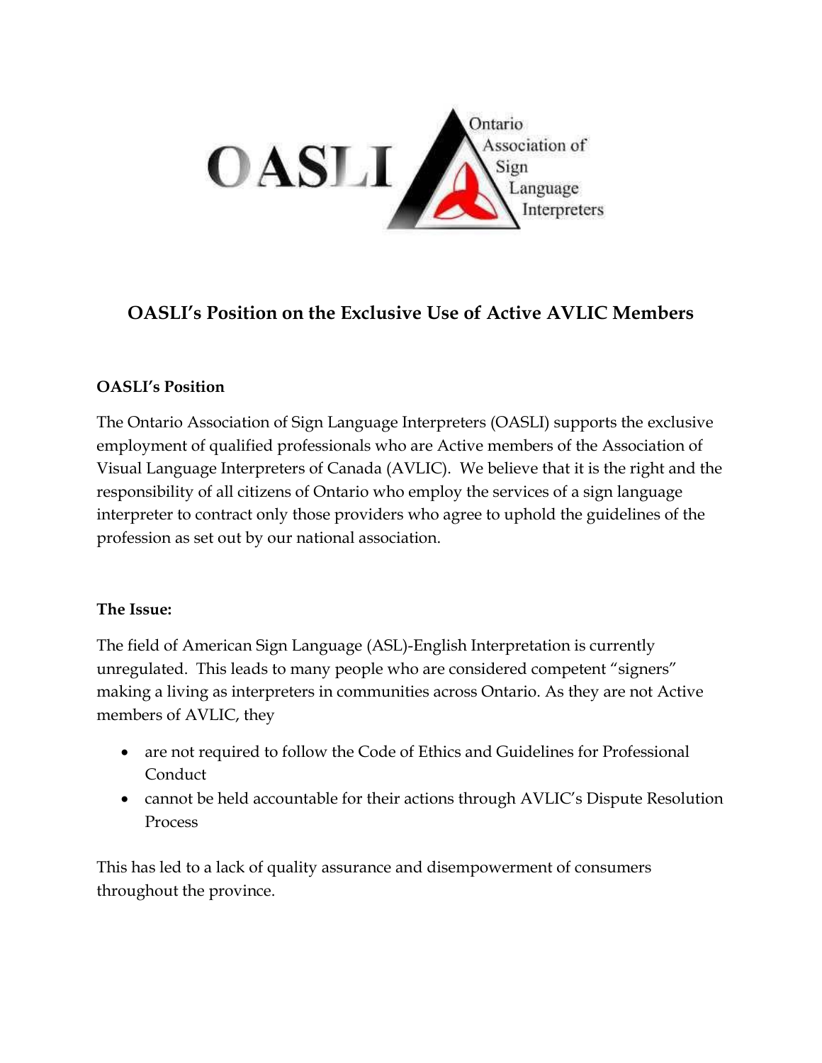OASLI — Ontario Association of Sign Language Interpreters

# OASLI's Position on the Exclusive Use of Active AVLIC Members

### OASLI's Position

The Ontario Association of Sign Language Interpreters (OASLI) supports the exclusive employment of qualified professionals who are Active members of the Association of Visual Language Interpreters of Canada (AVLIC). We believe that it is the right and the responsibility of all citizens of Ontario who employ the services of a sign language interpreter to contract only those providers who agree to uphold the guidelines of the profession as set out by our national association.

### The Issue:

The field of American Sign Language (ASL)-English Interpretation is currently unregulated. This leads to many people who are considered competent "signers" making a living as interpreters in communities across Ontario. As they are not Active members of AVLIC, they

- are not required to follow the Code of Ethics and Guidelines for Professional Conduct
- cannot be held accountable for their actions through AVLIC's Dispute Resolution Process

This has led to a lack of quality assurance and disempowerment of consumers throughout the province.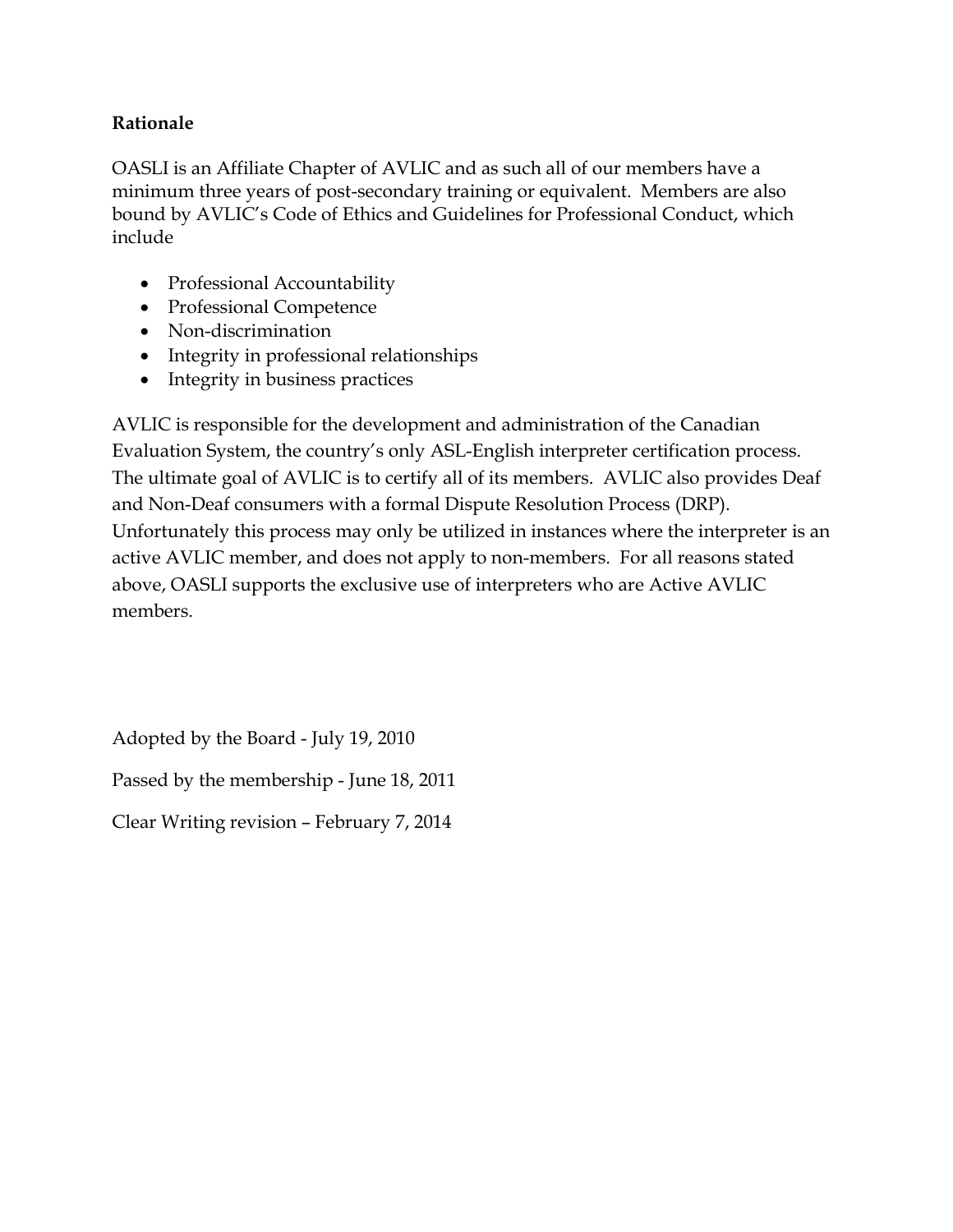**Rationale**

OASLI is an Affiliate Chapter of AVLIC and as such all of our members have a minimum three years of post-secondary training or equivalent. Members are also bound by AVLIC's Code of Ethics and Guidelines for Professional Conduct, which include

- Professional Accountability
- Professional Competence
- Non-discrimination
- Integrity in professional relationships
- Integrity in business practices

AVLIC is responsible for the development and administration of the Canadian Evaluation System, the country's only ASL-English interpreter certification process. The ultimate goal of AVLIC is to certify all of its members. AVLIC also provides Deaf and Non-Deaf consumers with a formal Dispute Resolution Process (DRP). Unfortunately this process may only be utilized in instances where the interpreter is an active AVLIC member, and does not apply to non-members. For all reasons stated above, OASLI supports the exclusive use of interpreters who are Active AVLIC members.

Adopted by the Board - July 19, 2010

Passed by the membership - June 18, 2011

Clear Writing revision – February 7, 2014